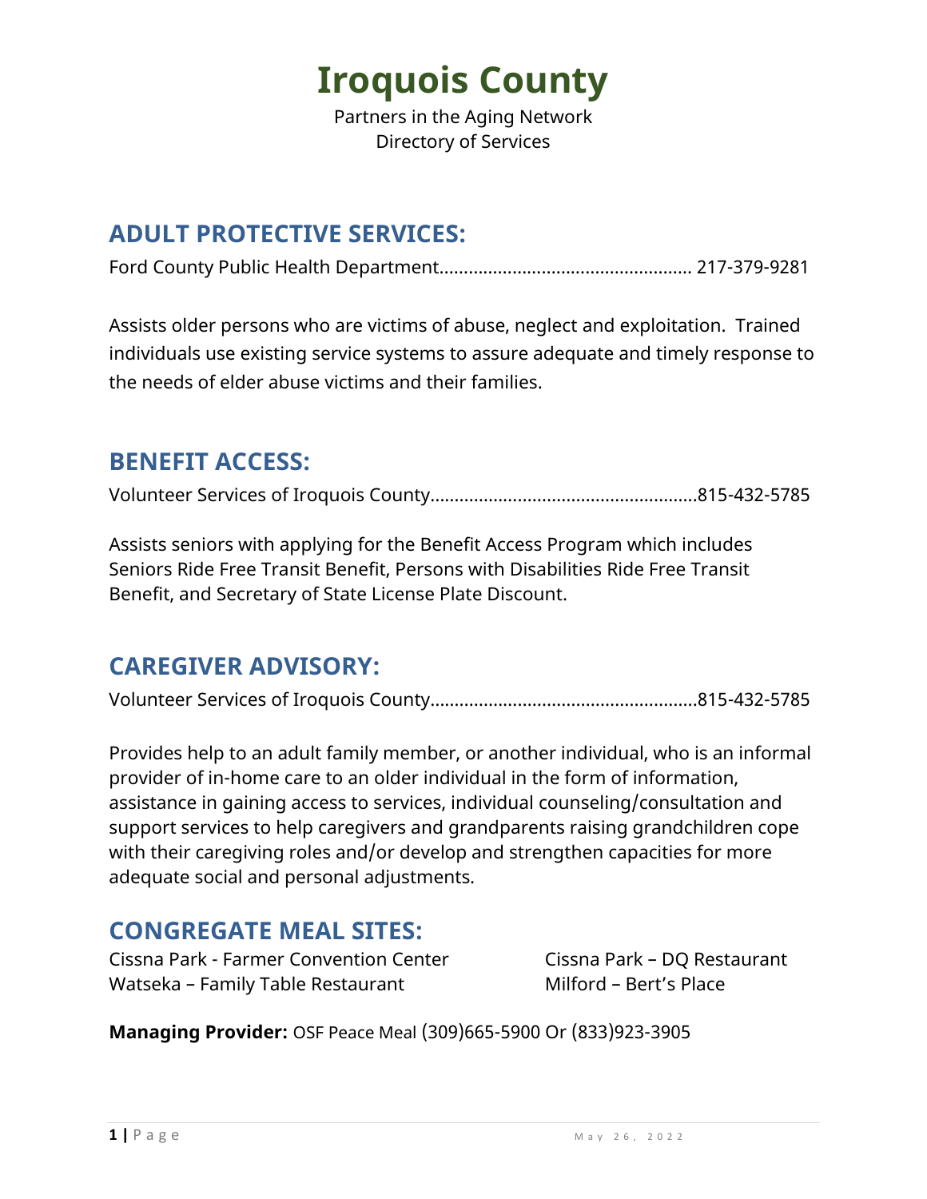# Iroquois County

Partners in the Aging Network
Directory of Services

## ADULT PROTECTIVE SERVICES:

Ford County Public Health Department.................................................. 217-379-9281

Assists older persons who are victims of abuse, neglect and exploitation. Trained individuals use existing service systems to assure adequate and timely response to the needs of elder abuse victims and their families.

## BENEFIT ACCESS:

Volunteer Services of Iroquois County.....................................................815-432-5785

Assists seniors with applying for the Benefit Access Program which includes Seniors Ride Free Transit Benefit, Persons with Disabilities Ride Free Transit Benefit, and Secretary of State License Plate Discount.

## CAREGIVER ADVISORY:

Volunteer Services of Iroquois County.....................................................815-432-5785

Provides help to an adult family member, or another individual, who is an informal provider of in-home care to an older individual in the form of information, assistance in gaining access to services, individual counseling/consultation and support services to help caregivers and grandparents raising grandchildren cope with their caregiving roles and/or develop and strengthen capacities for more adequate social and personal adjustments.

## CONGREGATE MEAL SITES:

Cissna Park - Farmer Convention Center
Watseka – Family Table Restaurant
Cissna Park – DQ Restaurant
Milford – Bert's Place

**Managing Provider:** OSF Peace Meal (309)665-5900 Or (833)923-3905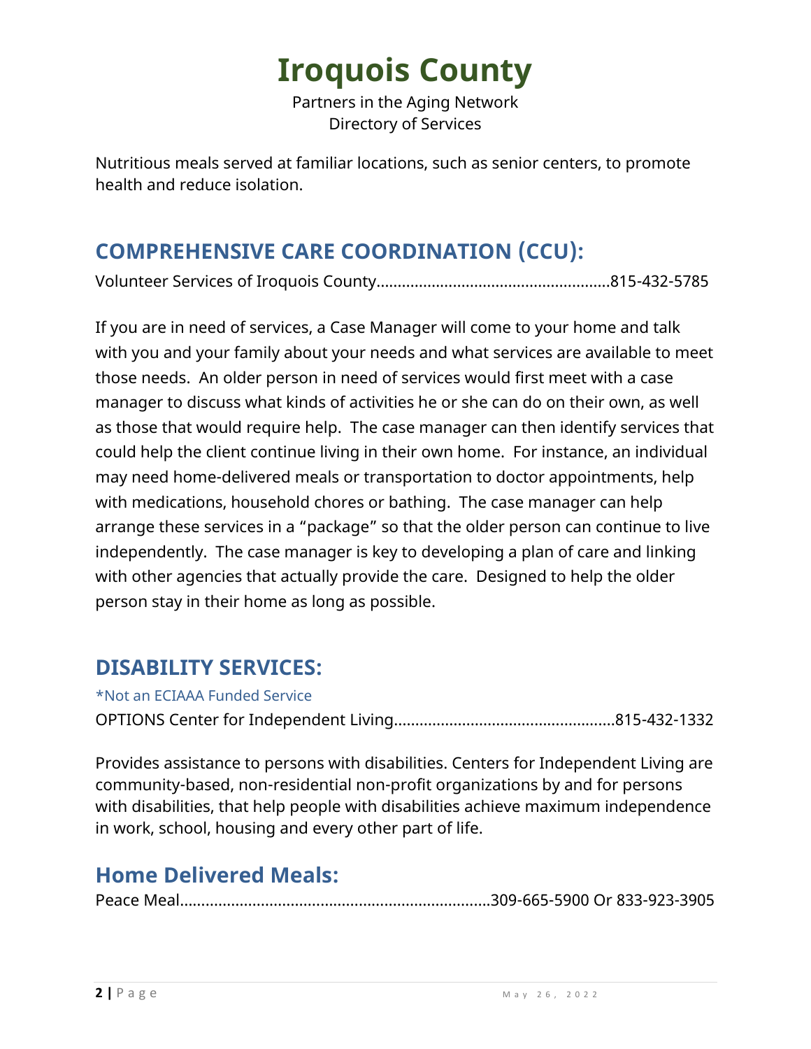# Iroquois County

Partners in the Aging Network
Directory of Services

Nutritious meals served at familiar locations, such as senior centers, to promote health and reduce isolation.

## COMPREHENSIVE CARE COORDINATION (CCU):

Volunteer Services of Iroquois County......................................................815-432-5785

If you are in need of services, a Case Manager will come to your home and talk with you and your family about your needs and what services are available to meet those needs. An older person in need of services would first meet with a case manager to discuss what kinds of activities he or she can do on their own, as well as those that would require help. The case manager can then identify services that could help the client continue living in their own home. For instance, an individual may need home-delivered meals or transportation to doctor appointments, help with medications, household chores or bathing. The case manager can help arrange these services in a "package" so that the older person can continue to live independently. The case manager is key to developing a plan of care and linking with other agencies that actually provide the care. Designed to help the older person stay in their home as long as possible.

## DISABILITY SERVICES:

*Not an ECIAAA Funded Service

OPTIONS Center for Independent Living...................................................815-432-1332

Provides assistance to persons with disabilities. Centers for Independent Living are community-based, non-residential non-profit organizations by and for persons with disabilities, that help people with disabilities achieve maximum independence in work, school, housing and every other part of life.

## Home Delivered Meals:

Peace Meal........................................................................309-665-5900 Or 833-923-3905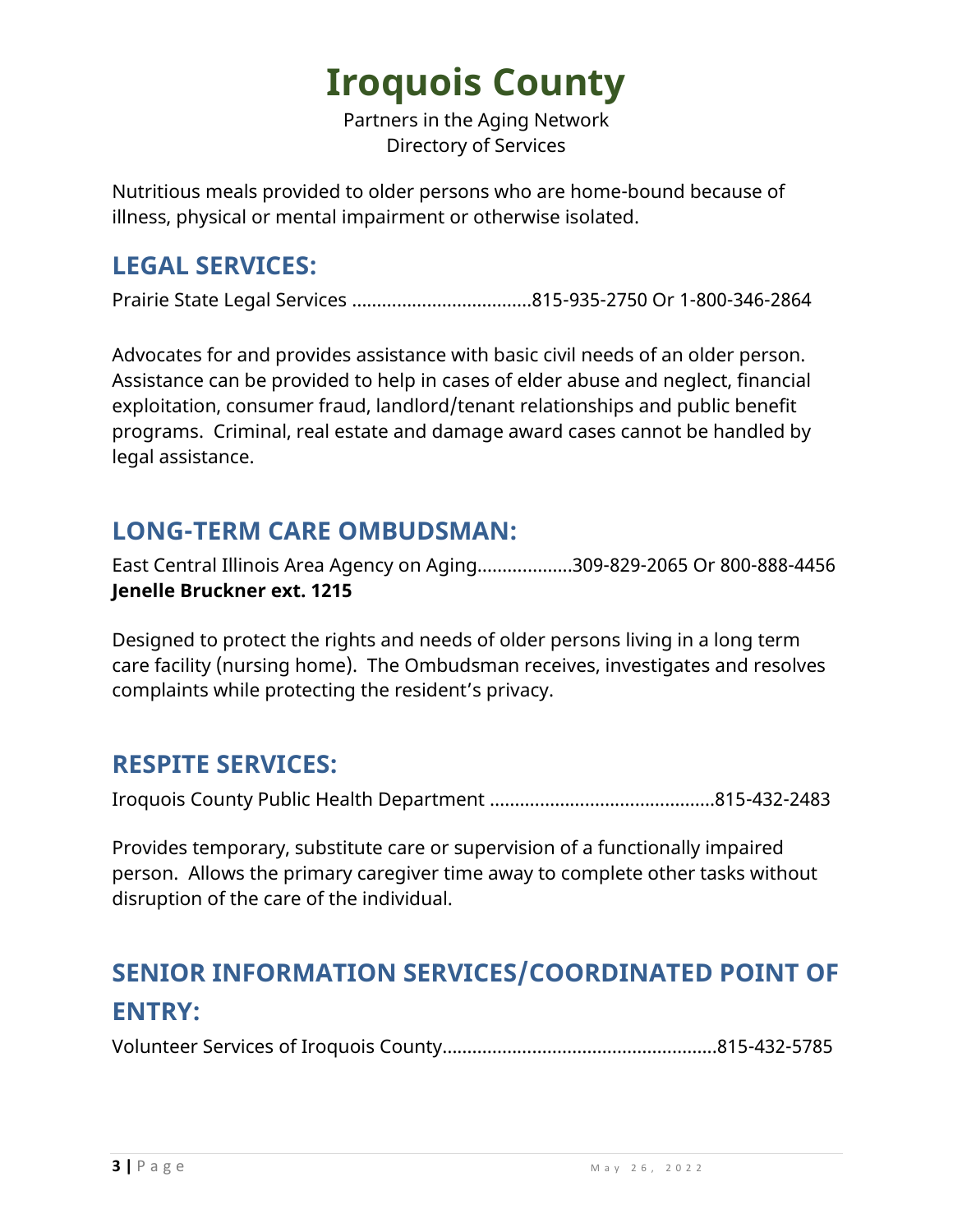Nutritious meals provided to older persons who are home-bound because of illness, physical or mental impairment or otherwise isolated.

## LEGAL SERVICES:

Prairie State Legal Services ...................................815-935-2750 Or 1-800-346-2864

Advocates for and provides assistance with basic civil needs of an older person. Assistance can be provided to help in cases of elder abuse and neglect, financial exploitation, consumer fraud, landlord/tenant relationships and public benefit programs. Criminal, real estate and damage award cases cannot be handled by legal assistance.

## LONG-TERM CARE OMBUDSMAN:

East Central Illinois Area Agency on Aging..................309-829-2065 Or 800-888-4456
**Jenelle Bruckner ext. 1215**

Designed to protect the rights and needs of older persons living in a long term care facility (nursing home). The Ombudsman receives, investigates and resolves complaints while protecting the resident's privacy.

## RESPITE SERVICES:

Iroquois County Public Health Department ............................................815-432-2483

Provides temporary, substitute care or supervision of a functionally impaired person. Allows the primary caregiver time away to complete other tasks without disruption of the care of the individual.

## SENIOR INFORMATION SERVICES/COORDINATED POINT OF ENTRY:

Volunteer Services of Iroquois County......................................................815-432-5785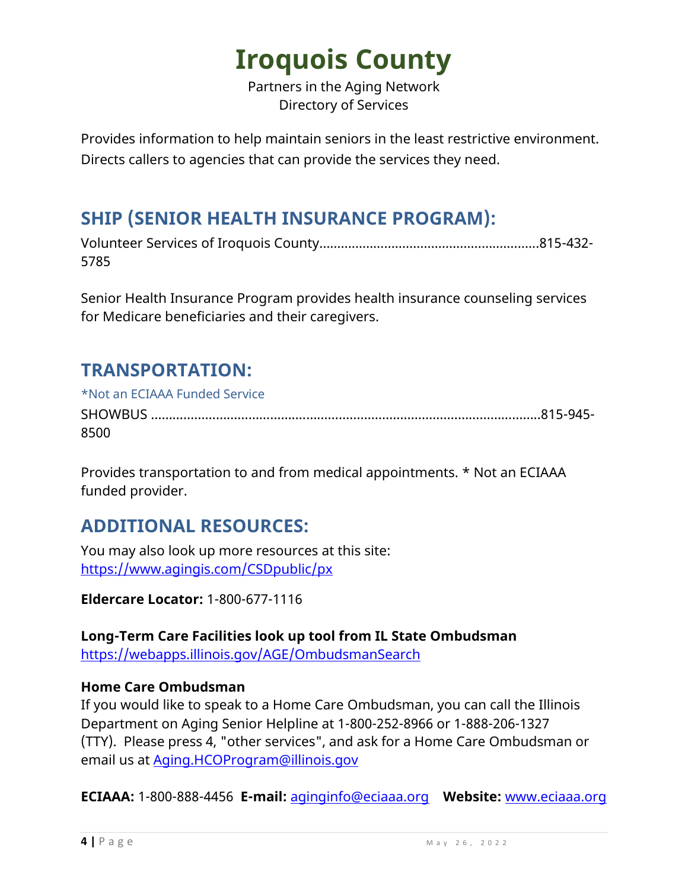# Iroquois County

Partners in the Aging Network
Directory of Services

Provides information to help maintain seniors in the least restrictive environment. Directs callers to agencies that can provide the services they need.

## SHIP (SENIOR HEALTH INSURANCE PROGRAM):

Volunteer Services of Iroquois County............................................................815-432-5785

Senior Health Insurance Program provides health insurance counseling services for Medicare beneficiaries and their caregivers.

## TRANSPORTATION:

*Not an ECIAAA Funded Service

SHOWBUS ..........................................................................................................815-945-8500

Provides transportation to and from medical appointments. * Not an ECIAAA funded provider.

## ADDITIONAL RESOURCES:

You may also look up more resources at this site:
https://www.agingis.com/CSDpublic/px

**Eldercare Locator:** 1-800-677-1116

**Long-Term Care Facilities look up tool from IL State Ombudsman**
https://webapps.illinois.gov/AGE/OmbudsmanSearch

**Home Care Ombudsman**
If you would like to speak to a Home Care Ombudsman, you can call the Illinois Department on Aging Senior Helpline at 1-800-252-8966 or 1-888-206-1327 (TTY). Please press 4, "other services", and ask for a Home Care Ombudsman or email us at Aging.HCOProgram@illinois.gov

**ECIAAA:** 1-800-888-4456 **E-mail:** aginginfo@eciaaa.org **Website:** www.eciaaa.org